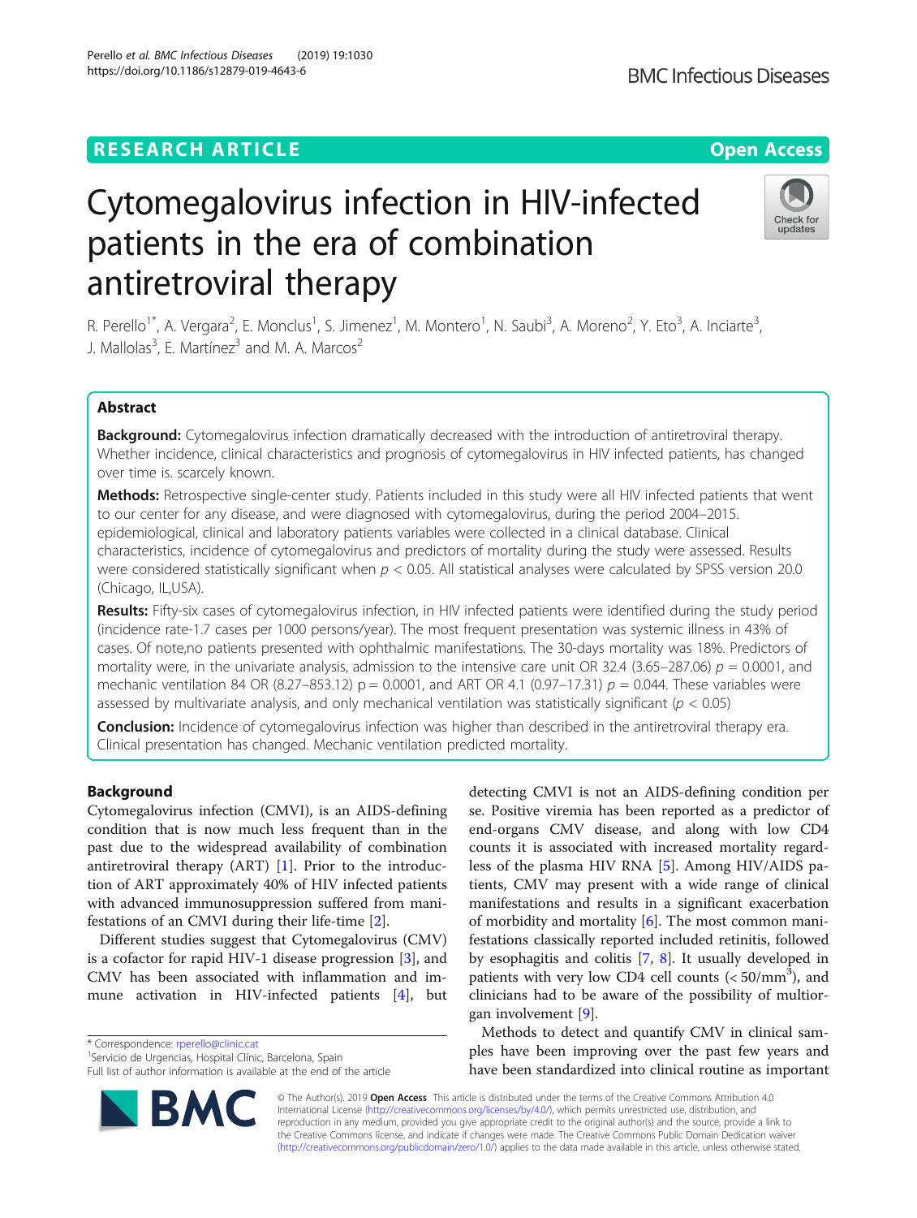RESEARCH ARTICLE

Open Access

# Cytomegalovirus infection in HIV-infected patients in the era of combination antiretroviral therapy

R. Perello[1*], A. Vergara[2], E. Monclus[1], S. Jimenez[1], M. Montero[1], N. Saubi[3], A. Moreno[2], Y. Eto[3], A. Inciarte[3], J. Mallolas[3], E. Martínez[3] and M. A. Marcos[2]

## Abstract

**Background:** Cytomegalovirus infection dramatically decreased with the introduction of antiretroviral therapy. Whether incidence, clinical characteristics and prognosis of cytomegalovirus in HIV infected patients, has changed over time is. scarcely known.

**Methods:** Retrospective single-center study. Patients included in this study were all HIV infected patients that went to our center for any disease, and were diagnosed with cytomegalovirus, during the period 2004–2015. epidemiological, clinical and laboratory patients variables were collected in a clinical database. Clinical characteristics, incidence of cytomegalovirus and predictors of mortality during the study were assessed. Results were considered statistically significant when $p < 0.05$. All statistical analyses were calculated by SPSS version 20.0 (Chicago, IL,USA).

**Results:** Fifty-six cases of cytomegalovirus infection, in HIV infected patients were identified during the study period (incidence rate-1.7 cases per 1000 persons/year). The most frequent presentation was systemic illness in 43% of cases. Of note,no patients presented with ophthalmic manifestations. The 30-days mortality was 18%. Predictors of mortality were, in the univariate analysis, admission to the intensive care unit OR 32.4 (3.65–287.06) $p = 0.0001$, and mechanic ventilation 84 OR (8.27–853.12) $p = 0.0001$, and ART OR 4.1 (0.97–17.31) $p = 0.044$. These variables were assessed by multivariate analysis, and only mechanical ventilation was statistically significant ($p < 0.05$)

**Conclusion:** Incidence of cytomegalovirus infection was higher than described in the antiretroviral therapy era. Clinical presentation has changed. Mechanic ventilation predicted mortality.

## Background

Cytomegalovirus infection (CMVI), is an AIDS-defining condition that is now much less frequent than in the past due to the widespread availability of combination antiretroviral therapy (ART) [1]. Prior to the introduction of ART approximately 40% of HIV infected patients with advanced immunosuppression suffered from manifestations of an CMVI during their life-time [2].

Different studies suggest that Cytomegalovirus (CMV) is a cofactor for rapid HIV-1 disease progression [3], and CMV has been associated with inflammation and immune activation in HIV-infected patients [4], but detecting CMVI is not an AIDS-defining condition per se. Positive viremia has been reported as a predictor of end-organs CMV disease, and along with low CD4 counts it is associated with increased mortality regardless of the plasma HIV RNA [5]. Among HIV/AIDS patients, CMV may present with a wide range of clinical manifestations and results in a significant exacerbation of morbidity and mortality [6]. The most common manifestations classically reported included retinitis, followed by esophagitis and colitis [7, 8]. It usually developed in patients with very low CD4 cell counts ($< 50/\text{mm}^3$), and clinicians had to be aware of the possibility of multiorgan involvement [9].

Methods to detect and quantify CMV in clinical samples have been improving over the past few years and have been standardized into clinical routine as important

* Correspondence: rperello@clinic.cat
[1]Servicio de Urgencias, Hospital Clínic, Barcelona, Spain
Full list of author information is available at the end of the article

© The Author(s). 2019 **Open Access** This article is distributed under the terms of the Creative Commons Attribution 4.0 International License (http://creativecommons.org/licenses/by/4.0/), which permits unrestricted use, distribution, and reproduction in any medium, provided you give appropriate credit to the original author(s) and the source, provide a link to the Creative Commons license, and indicate if changes were made. The Creative Commons Public Domain Dedication waiver (http://creativecommons.org/publicdomain/zero/1.0/) applies to the data made available in this article, unless otherwise stated.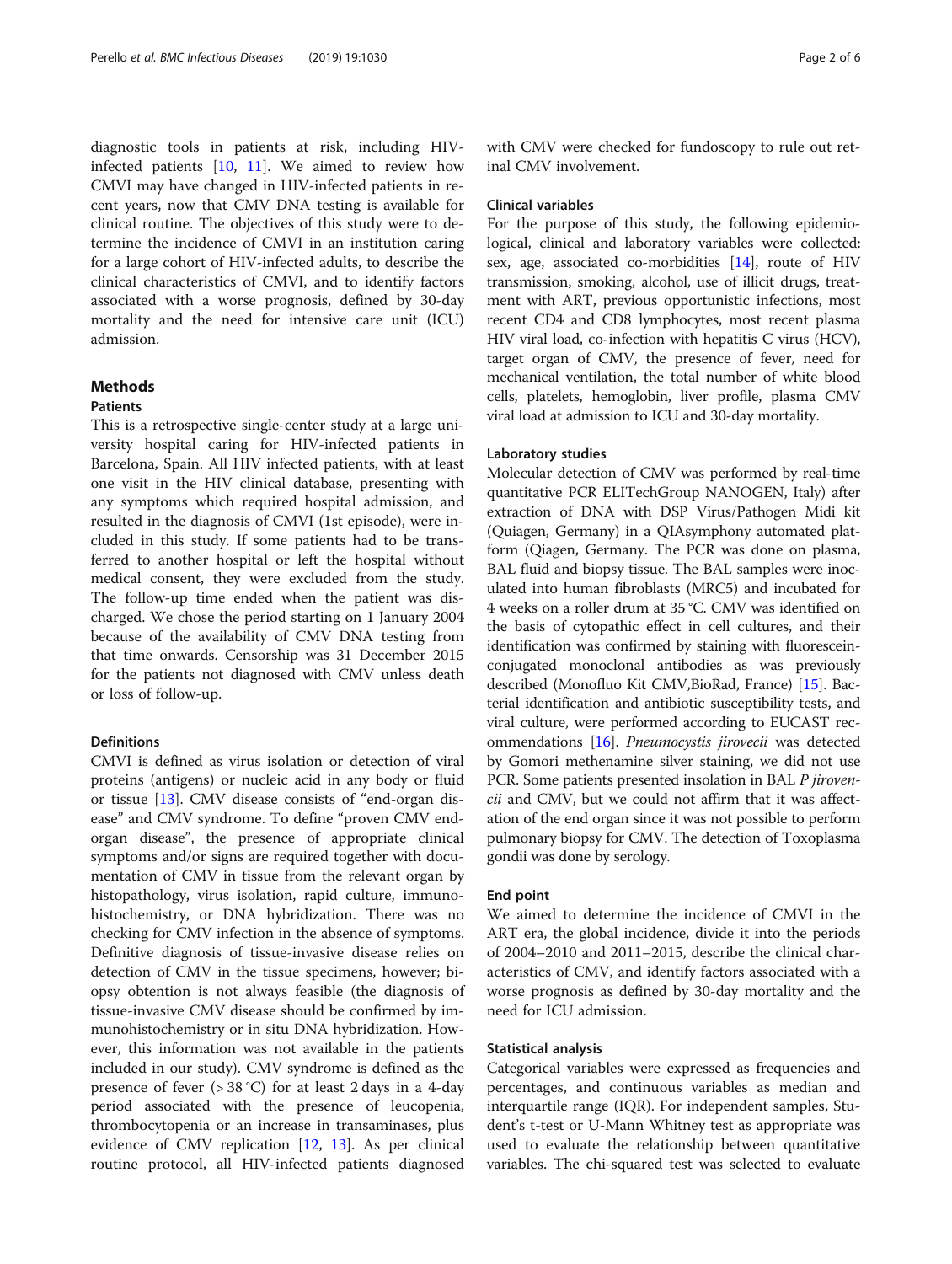diagnostic tools in patients at risk, including HIV-infected patients [10, 11]. We aimed to review how CMVI may have changed in HIV-infected patients in recent years, now that CMV DNA testing is available for clinical routine. The objectives of this study were to determine the incidence of CMVI in an institution caring for a large cohort of HIV-infected adults, to describe the clinical characteristics of CMVI, and to identify factors associated with a worse prognosis, defined by 30-day mortality and the need for intensive care unit (ICU) admission.

## Methods

### Patients

This is a retrospective single-center study at a large university hospital caring for HIV-infected patients in Barcelona, Spain. All HIV infected patients, with at least one visit in the HIV clinical database, presenting with any symptoms which required hospital admission, and resulted in the diagnosis of CMVI (1st episode), were included in this study. If some patients had to be transferred to another hospital or left the hospital without medical consent, they were excluded from the study. The follow-up time ended when the patient was discharged. We chose the period starting on 1 January 2004 because of the availability of CMV DNA testing from that time onwards. Censorship was 31 December 2015 for the patients not diagnosed with CMV unless death or loss of follow-up.

### Definitions

CMVI is defined as virus isolation or detection of viral proteins (antigens) or nucleic acid in any body or fluid or tissue [13]. CMV disease consists of "end-organ disease" and CMV syndrome. To define "proven CMV end-organ disease", the presence of appropriate clinical symptoms and/or signs are required together with documentation of CMV in tissue from the relevant organ by histopathology, virus isolation, rapid culture, immunohistochemistry, or DNA hybridization. There was no checking for CMV infection in the absence of symptoms. Definitive diagnosis of tissue-invasive disease relies on detection of CMV in the tissue specimens, however; biopsy obtention is not always feasible (the diagnosis of tissue-invasive CMV disease should be confirmed by immunohistochemistry or in situ DNA hybridization. However, this information was not available in the patients included in our study). CMV syndrome is defined as the presence of fever (> 38 °C) for at least 2 days in a 4-day period associated with the presence of leucopenia, thrombocytopenia or an increase in transaminases, plus evidence of CMV replication [12, 13]. As per clinical routine protocol, all HIV-infected patients diagnosed with CMV were checked for fundoscopy to rule out retinal CMV involvement.

### Clinical variables

For the purpose of this study, the following epidemiological, clinical and laboratory variables were collected: sex, age, associated co-morbidities [14], route of HIV transmission, smoking, alcohol, use of illicit drugs, treatment with ART, previous opportunistic infections, most recent CD4 and CD8 lymphocytes, most recent plasma HIV viral load, co-infection with hepatitis C virus (HCV), target organ of CMV, the presence of fever, need for mechanical ventilation, the total number of white blood cells, platelets, hemoglobin, liver profile, plasma CMV viral load at admission to ICU and 30-day mortality.

### Laboratory studies

Molecular detection of CMV was performed by real-time quantitative PCR ELITechGroup NANOGEN, Italy) after extraction of DNA with DSP Virus/Pathogen Midi kit (Quiagen, Germany) in a QIAsymphony automated platform (Qiagen, Germany. The PCR was done on plasma, BAL fluid and biopsy tissue. The BAL samples were inoculated into human fibroblasts (MRC5) and incubated for 4 weeks on a roller drum at 35 °C. CMV was identified on the basis of cytopathic effect in cell cultures, and their identification was confirmed by staining with fluorescein-conjugated monoclonal antibodies as was previously described (Monofluo Kit CMV,BioRad, France) [15]. Bacterial identification and antibiotic susceptibility tests, and viral culture, were performed according to EUCAST recommendations [16]. *Pneumocystis jirovecii* was detected by Gomori methenamine silver staining, we did not use PCR. Some patients presented insolation in BAL *P jirovencii* and CMV, but we could not affirm that it was affectation of the end organ since it was not possible to perform pulmonary biopsy for CMV. The detection of Toxoplasma gondii was done by serology.

### End point

We aimed to determine the incidence of CMVI in the ART era, the global incidence, divide it into the periods of 2004–2010 and 2011–2015, describe the clinical characteristics of CMV, and identify factors associated with a worse prognosis as defined by 30-day mortality and the need for ICU admission.

### Statistical analysis

Categorical variables were expressed as frequencies and percentages, and continuous variables as median and interquartile range (IQR). For independent samples, Student's t-test or U-Mann Whitney test as appropriate was used to evaluate the relationship between quantitative variables. The chi-squared test was selected to evaluate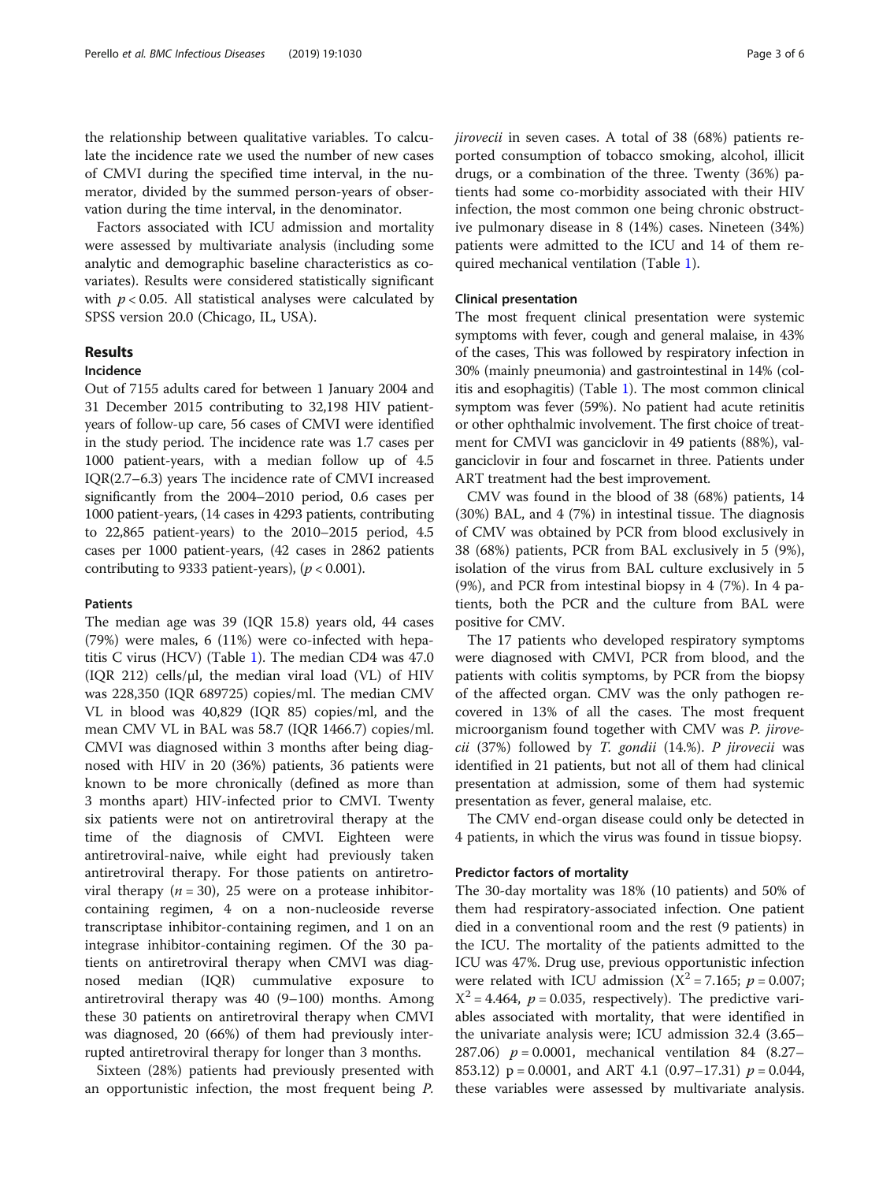the relationship between qualitative variables. To calculate the incidence rate we used the number of new cases of CMVI during the specified time interval, in the numerator, divided by the summed person-years of observation during the time interval, in the denominator.

Factors associated with ICU admission and mortality were assessed by multivariate analysis (including some analytic and demographic baseline characteristics as co-variates). Results were considered statistically significant with $p < 0.05$. All statistical analyses were calculated by SPSS version 20.0 (Chicago, IL, USA).

## Results

### Incidence

Out of 7155 adults cared for between 1 January 2004 and 31 December 2015 contributing to 32,198 HIV patient-years of follow-up care, 56 cases of CMVI were identified in the study period. The incidence rate was 1.7 cases per 1000 patient-years, with a median follow up of 4.5 IQR(2.7–6.3) years The incidence rate of CMVI increased significantly from the 2004–2010 period, 0.6 cases per 1000 patient-years, (14 cases in 4293 patients, contributing to 22,865 patient-years) to the 2010–2015 period, 4.5 cases per 1000 patient-years, (42 cases in 2862 patients contributing to 9333 patient-years), ($p < 0.001$).

### Patients

The median age was 39 (IQR 15.8) years old, 44 cases (79%) were males, 6 (11%) were co-infected with hepatitis C virus (HCV) (Table 1). The median CD4 was 47.0 (IQR 212) cells/μl, the median viral load (VL) of HIV was 228,350 (IQR 689725) copies/ml. The median CMV VL in blood was 40,829 (IQR 85) copies/ml, and the mean CMV VL in BAL was 58.7 (IQR 1466.7) copies/ml. CMVI was diagnosed within 3 months after being diagnosed with HIV in 20 (36%) patients, 36 patients were known to be more chronically (defined as more than 3 months apart) HIV-infected prior to CMVI. Twenty six patients were not on antiretroviral therapy at the time of the diagnosis of CMVI. Eighteen were antiretroviral-naive, while eight had previously taken antiretroviral therapy. For those patients on antiretroviral therapy ($n = 30$), 25 were on a protease inhibitor-containing regimen, 4 on a non-nucleoside reverse transcriptase inhibitor-containing regimen, and 1 on an integrase inhibitor-containing regimen. Of the 30 patients on antiretroviral therapy when CMVI was diagnosed median (IQR) cummulative exposure to antiretroviral therapy was 40 (9–100) months. Among these 30 patients on antiretroviral therapy when CMVI was diagnosed, 20 (66%) of them had previously interrupted antiretroviral therapy for longer than 3 months.

Sixteen (28%) patients had previously presented with an opportunistic infection, the most frequent being *P. jirovecii* in seven cases. A total of 38 (68%) patients reported consumption of tobacco smoking, alcohol, illicit drugs, or a combination of the three. Twenty (36%) patients had some co-morbidity associated with their HIV infection, the most common one being chronic obstructive pulmonary disease in 8 (14%) cases. Nineteen (34%) patients were admitted to the ICU and 14 of them required mechanical ventilation (Table 1).

### Clinical presentation

The most frequent clinical presentation were systemic symptoms with fever, cough and general malaise, in 43% of the cases, This was followed by respiratory infection in 30% (mainly pneumonia) and gastrointestinal in 14% (colitis and esophagitis) (Table 1). The most common clinical symptom was fever (59%). No patient had acute retinitis or other ophthalmic involvement. The first choice of treatment for CMVI was ganciclovir in 49 patients (88%), valganciclovir in four and foscarnet in three. Patients under ART treatment had the best improvement.

CMV was found in the blood of 38 (68%) patients, 14 (30%) BAL, and 4 (7%) in intestinal tissue. The diagnosis of CMV was obtained by PCR from blood exclusively in 38 (68%) patients, PCR from BAL exclusively in 5 (9%), isolation of the virus from BAL culture exclusively in 5 (9%), and PCR from intestinal biopsy in 4 (7%). In 4 patients, both the PCR and the culture from BAL were positive for CMV.

The 17 patients who developed respiratory symptoms were diagnosed with CMVI, PCR from blood, and the patients with colitis symptoms, by PCR from the biopsy of the affected organ. CMV was the only pathogen recovered in 13% of all the cases. The most frequent microorganism found together with CMV was *P. jirovecii* (37%) followed by *T. gondii* (14.%). *P jirovecii* was identified in 21 patients, but not all of them had clinical presentation at admission, some of them had systemic presentation as fever, general malaise, etc.

The CMV end-organ disease could only be detected in 4 patients, in which the virus was found in tissue biopsy.

### Predictor factors of mortality

The 30-day mortality was 18% (10 patients) and 50% of them had respiratory-associated infection. One patient died in a conventional room and the rest (9 patients) in the ICU. The mortality of the patients admitted to the ICU was 47%. Drug use, previous opportunistic infection were related with ICU admission ($X^2 = 7.165$; $p = 0.007$; $X^2 = 4.464$, $p = 0.035$, respectively). The predictive variables associated with mortality, that were identified in the univariate analysis were; ICU admission 32.4 (3.65–287.06) $p = 0.0001$, mechanical ventilation 84 (8.27–853.12) $p = 0.0001$, and ART 4.1 (0.97–17.31) $p = 0.044$, these variables were assessed by multivariate analysis.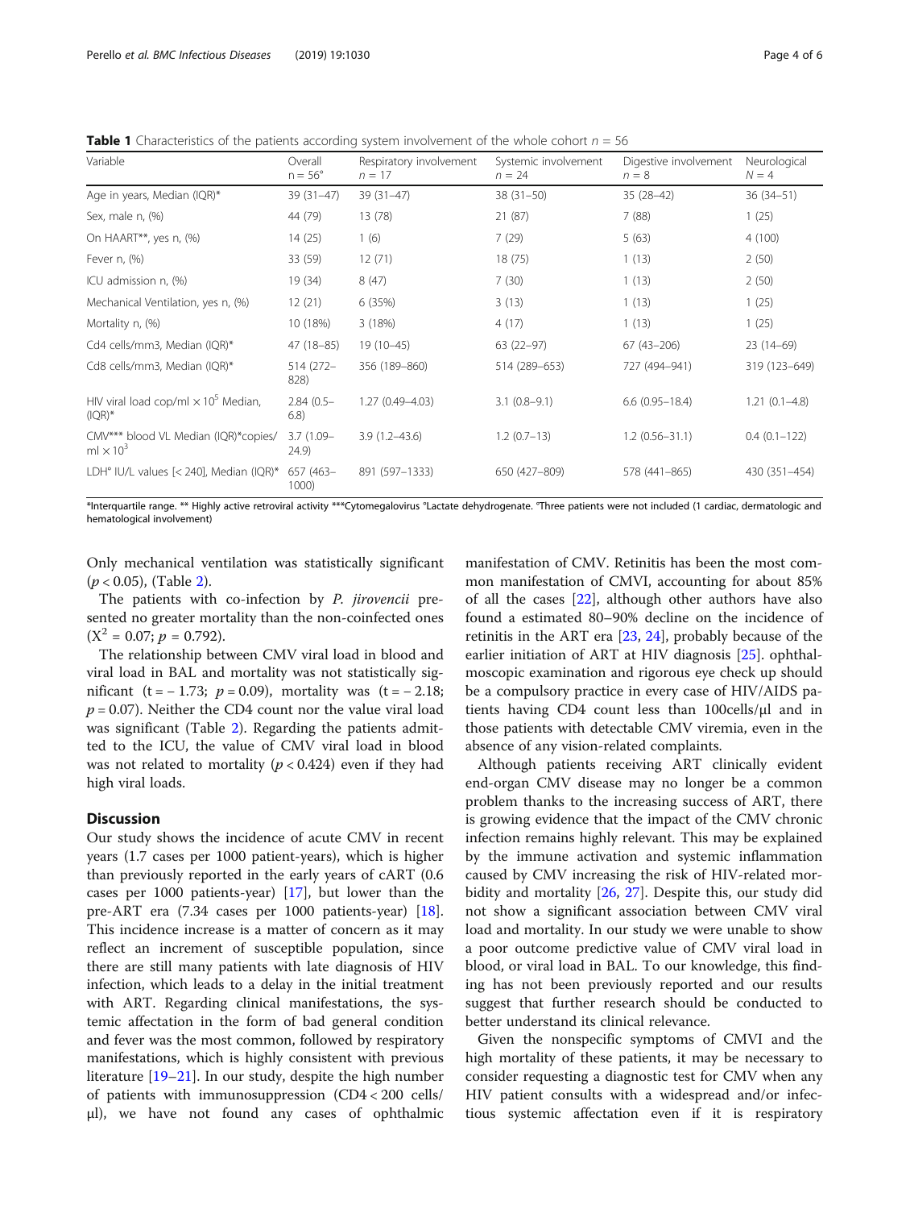**Table 1** Characteristics of the patients according system involvement of the whole cohort $n$ = 56

| Variable | Overall n = 56° | Respiratory involvement n = 17 | Systemic involvement n = 24 | Digestive involvement n = 8 | Neurological N = 4 |
|---|---|---|---|---|---|
| Age in years, Median (IQR)* | 39 (31–47) | 39 (31–47) | 38 (31–50) | 35 (28–42) | 36 (34–51) |
| Sex, male n, (%) | 44 (79) | 13 (78) | 21 (87) | 7 (88) | 1 (25) |
| On HAART**, yes n, (%) | 14 (25) | 1 (6) | 7 (29) | 5 (63) | 4 (100) |
| Fever n, (%) | 33 (59) | 12 (71) | 18 (75) | 1 (13) | 2 (50) |
| ICU admission n, (%) | 19 (34) | 8 (47) | 7 (30) | 1 (13) | 2 (50) |
| Mechanical Ventilation, yes n, (%) | 12 (21) | 6 (35%) | 3 (13) | 1 (13) | 1 (25) |
| Mortality n, (%) | 10 (18%) | 3 (18%) | 4 (17) | 1 (13) | 1 (25) |
| Cd4 cells/mm3, Median (IQR)* | 47 (18–85) | 19 (10–45) | 63 (22–97) | 67 (43–206) | 23 (14–69) |
| Cd8 cells/mm3, Median (IQR)* | 514 (272–828) | 356 (189–860) | 514 (289–653) | 727 (494–941) | 319 (123–649) |
| HIV viral load cop/ml × $10^5$ Median, (IQR)* | 2.84 (0.5–6.8) | 1.27 (0.49–4.03) | 3.1 (0.8–9.1) | 6.6 (0.95–18.4) | 1.21 (0.1–4.8) |
| CMV*** blood VL Median (IQR)*copies/ml × $10^3$ | 3.7 (1.09–24.9) | 3.9 (1.2–43.6) | 1.2 (0.7–13) | 1.2 (0.56–31.1) | 0.4 (0.1–122) |
| LDH° IU/L values [< 240], Median (IQR)* | 657 (463–1000) | 891 (597–1333) | 650 (427–809) | 578 (441–865) | 430 (351–454) |

*Interquartile range. ** Highly active retroviral activity ***Cytomegalovirus °Lactate dehydrogenate. °Three patients were not included (1 cardiac, dermatologic and hematological involvement)

Only mechanical ventilation was statistically significant ($p < 0.05$), (Table 2).

The patients with co-infection by *P. jirovencii* presented no greater mortality than the non-coinfected ones ($X^2$ = 0.07; $p$ = 0.792).

The relationship between CMV viral load in blood and viral load in BAL and mortality was not statistically significant (t = − 1.73; $p$ = 0.09), mortality was (t = − 2.18; $p$ = 0.07). Neither the CD4 count nor the value viral load was significant (Table 2). Regarding the patients admitted to the ICU, the value of CMV viral load in blood was not related to mortality ($p < 0.424$) even if they had high viral loads.

## Discussion

Our study shows the incidence of acute CMV in recent years (1.7 cases per 1000 patient-years), which is higher than previously reported in the early years of cART (0.6 cases per 1000 patients-year) [17], but lower than the pre-ART era (7.34 cases per 1000 patients-year) [18]. This incidence increase is a matter of concern as it may reflect an increment of susceptible population, since there are still many patients with late diagnosis of HIV infection, which leads to a delay in the initial treatment with ART. Regarding clinical manifestations, the systemic affectation in the form of bad general condition and fever was the most common, followed by respiratory manifestations, which is highly consistent with previous literature [19–21]. In our study, despite the high number of patients with immunosuppression (CD4 < 200 cells/μl), we have not found any cases of ophthalmic manifestation of CMV. Retinitis has been the most common manifestation of CMVI, accounting for about 85% of all the cases [22], although other authors have also found a estimated 80–90% decline on the incidence of retinitis in the ART era [23, 24], probably because of the earlier initiation of ART at HIV diagnosis [25]. ophthalmoscopic examination and rigorous eye check up should be a compulsory practice in every case of HIV/AIDS patients having CD4 count less than 100cells/μl and in those patients with detectable CMV viremia, even in the absence of any vision-related complaints.

Although patients receiving ART clinically evident end-organ CMV disease may no longer be a common problem thanks to the increasing success of ART, there is growing evidence that the impact of the CMV chronic infection remains highly relevant. This may be explained by the immune activation and systemic inflammation caused by CMV increasing the risk of HIV-related morbidity and mortality [26, 27]. Despite this, our study did not show a significant association between CMV viral load and mortality. In our study we were unable to show a poor outcome predictive value of CMV viral load in blood, or viral load in BAL. To our knowledge, this finding has not been previously reported and our results suggest that further research should be conducted to better understand its clinical relevance.

Given the nonspecific symptoms of CMVI and the high mortality of these patients, it may be necessary to consider requesting a diagnostic test for CMV when any HIV patient consults with a widespread and/or infectious systemic affectation even if it is respiratory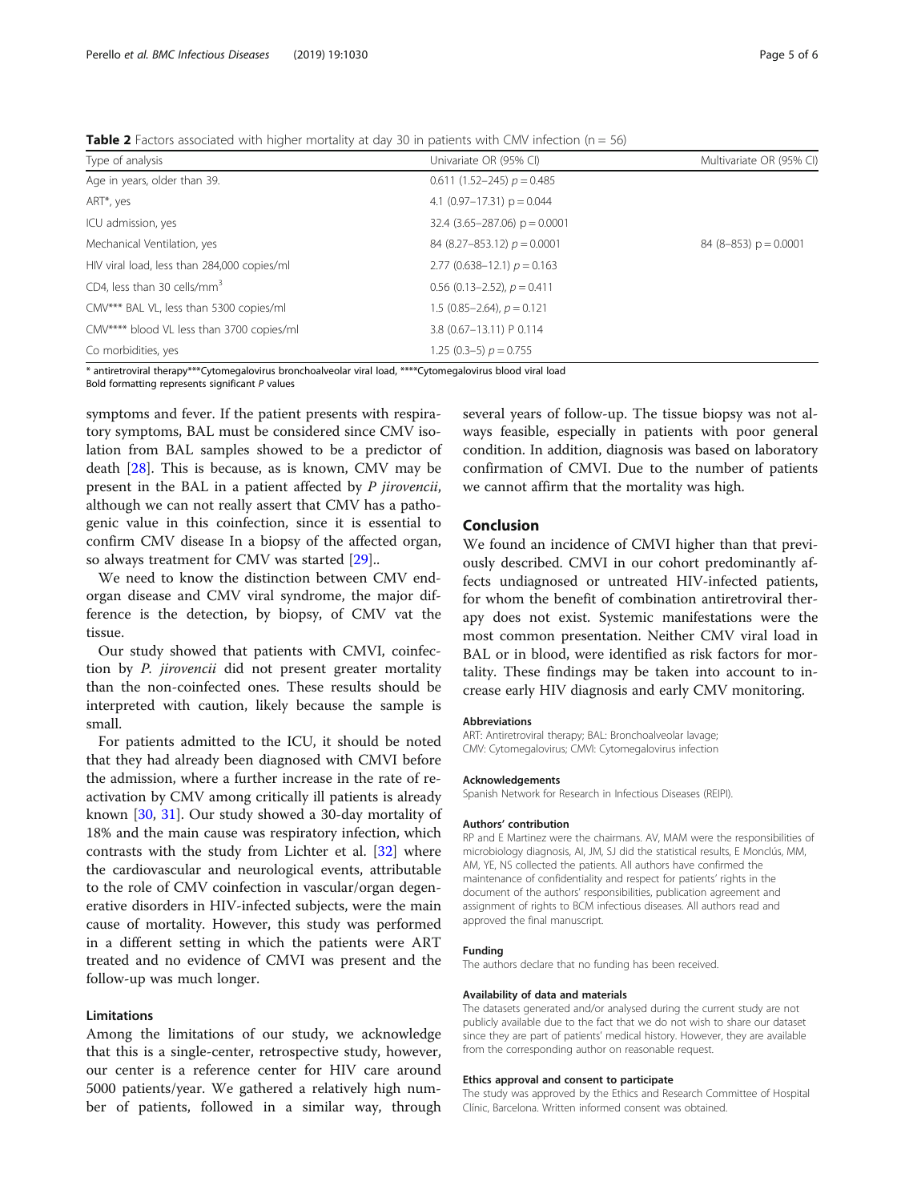**Table 2** Factors associated with higher mortality at day 30 in patients with CMV infection (n = 56)

| Type of analysis | Univariate OR (95% CI) | Multivariate OR (95% CI) |
| --- | --- | --- |
| Age in years, older than 39. | 0.611 (1.52–245) *p* = 0.485 | |
| ART*, yes | 4.1 (0.97–17.31) p = 0.044 | |
| ICU admission, yes | 32.4 (3.65–287.06) p = 0.0001 | |
| Mechanical Ventilation, yes | 84 (8.27–853.12) *p* = 0.0001 | 84 (8–853) p = 0.0001 |
| HIV viral load, less than 284,000 copies/ml | 2.77 (0.638–12.1) *p* = 0.163 | |
| CD4, less than 30 cells/mm$^3$ | 0.56 (0.13–2.52), *p* = 0.411 | |
| CMV*** BAL VL, less than 5300 copies/ml | 1.5 (0.85–2.64), *p* = 0.121 | |
| CMV**** blood VL less than 3700 copies/ml | 3.8 (0.67–13.11) P 0.114 | |
| Co morbidities, yes | 1.25 (0.3–5) *p* = 0.755 | |

* antiretroviral therapy***Cytomegalovirus bronchoalveolar viral load, ****Cytomegalovirus blood viral load
Bold formatting represents significant *P* values

symptoms and fever. If the patient presents with respiratory symptoms, BAL must be considered since CMV isolation from BAL samples showed to be a predictor of death [28]. This is because, as is known, CMV may be present in the BAL in a patient affected by *P jirovencii*, although we can not really assert that CMV has a pathogenic value in this coinfection, since it is essential to confirm CMV disease In a biopsy of the affected organ, so always treatment for CMV was started [29]..

We need to know the distinction between CMV end-organ disease and CMV viral syndrome, the major difference is the detection, by biopsy, of CMV vat the tissue.

Our study showed that patients with CMVI, coinfection by *P. jirovencii* did not present greater mortality than the non-coinfected ones. These results should be interpreted with caution, likely because the sample is small.

For patients admitted to the ICU, it should be noted that they had already been diagnosed with CMVI before the admission, where a further increase in the rate of reactivation by CMV among critically ill patients is already known [30, 31]. Our study showed a 30-day mortality of 18% and the main cause was respiratory infection, which contrasts with the study from Lichter et al. [32] where the cardiovascular and neurological events, attributable to the role of CMV coinfection in vascular/organ degenerative disorders in HIV-infected subjects, were the main cause of mortality. However, this study was performed in a different setting in which the patients were ART treated and no evidence of CMVI was present and the follow-up was much longer.

## Limitations

Among the limitations of our study, we acknowledge that this is a single-center, retrospective study, however, our center is a reference center for HIV care around 5000 patients/year. We gathered a relatively high number of patients, followed in a similar way, through several years of follow-up. The tissue biopsy was not always feasible, especially in patients with poor general condition. In addition, diagnosis was based on laboratory confirmation of CMVI. Due to the number of patients we cannot affirm that the mortality was high.

## Conclusion

We found an incidence of CMVI higher than that previously described. CMVI in our cohort predominantly affects undiagnosed or untreated HIV-infected patients, for whom the benefit of combination antiretroviral therapy does not exist. Systemic manifestations were the most common presentation. Neither CMV viral load in BAL or in blood, were identified as risk factors for mortality. These findings may be taken into account to increase early HIV diagnosis and early CMV monitoring.

#### Abbreviations

ART: Antiretroviral therapy; BAL: Bronchoalveolar lavage; CMV: Cytomegalovirus; CMVI: Cytomegalovirus infection

#### Acknowledgements

Spanish Network for Research in Infectious Diseases (REIPI).

#### Authors' contribution

RP and E Martinez were the chairmans. AV, MAM were the responsibilities of microbiology diagnosis, AI, JM, SJ did the statistical results, E Monclús, MM, AM, YE, NS collected the patients. All authors have confirmed the maintenance of confidentiality and respect for patients' rights in the document of the authors' responsibilities, publication agreement and assignment of rights to BCM infectious diseases. All authors read and approved the final manuscript.

#### Funding

The authors declare that no funding has been received.

#### Availability of data and materials

The datasets generated and/or analysed during the current study are not publicly available due to the fact that we do not wish to share our dataset since they are part of patients' medical history. However, they are available from the corresponding author on reasonable request.

#### Ethics approval and consent to participate

The study was approved by the Ethics and Research Committee of Hospital Clínic, Barcelona. Written informed consent was obtained.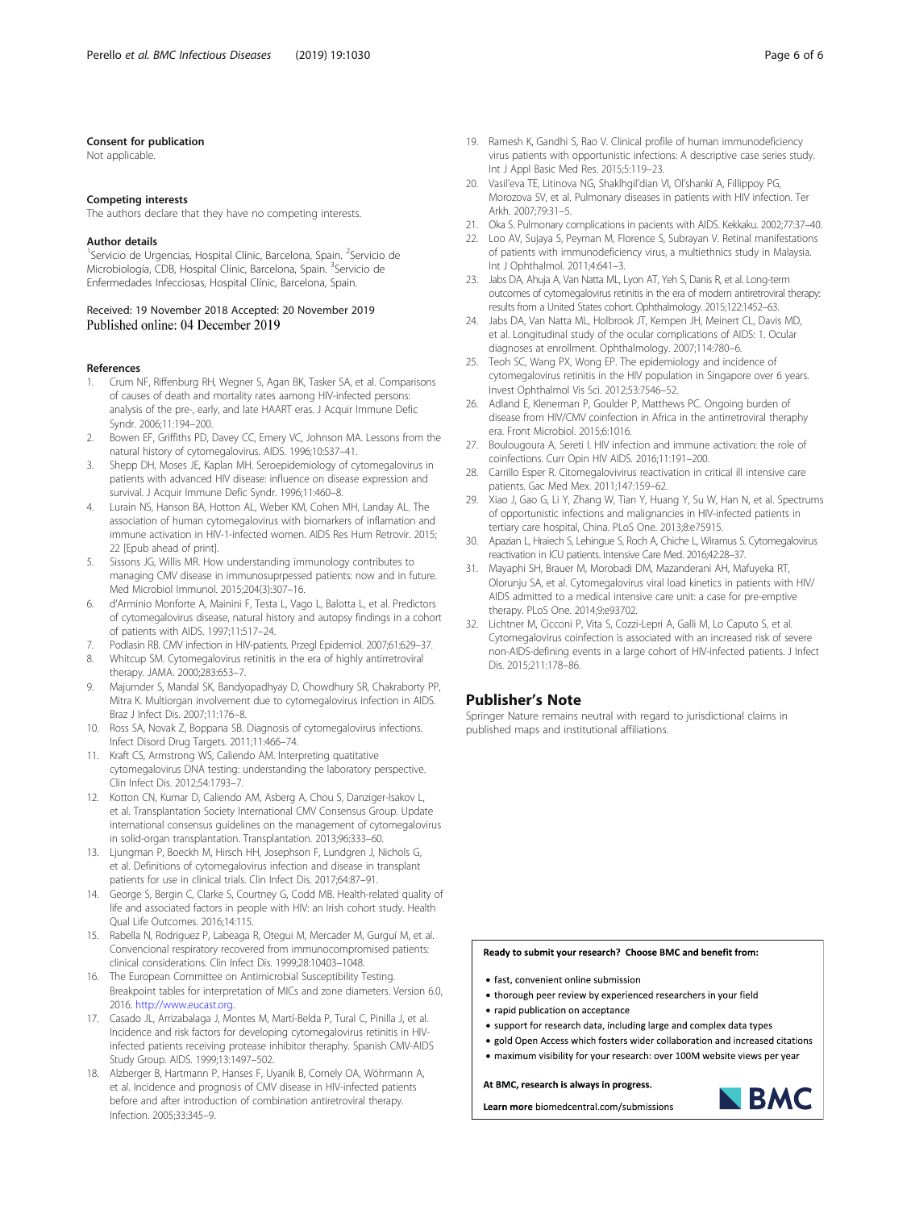#### Consent for publication

Not applicable.

#### Competing interests

The authors declare that they have no competing interests.

#### Author details

[1]Servicio de Urgencias, Hospital Clínic, Barcelona, Spain. [2]Servicio de Microbiología, CDB, Hospital Clínic, Barcelona, Spain. [3]Servicio de Enfermedades Infecciosas, Hospital Clínic, Barcelona, Spain.

Received: 19 November 2018 Accepted: 20 November 2019
Published online: 04 December 2019

#### References

1. Crum NF, Riffenburg RH, Wegner S, Agan BK, Tasker SA, et al. Comparisons of causes of death and mortality rates aamong HIV-infected persons: analysis of the pre-, early, and late HAART eras. J Acquir Immune Defic Syndr. 2006;11:194–200.
2. Bowen EF, Griffiths PD, Davey CC, Emery VC, Johnson MA. Lessons from the natural history of cytomegalovirus. AIDS. 1996;10:S37–41.
3. Shepp DH, Moses JE, Kaplan MH. Seroepidemiology of cytomegalovirus in patients with advanced HIV disease: influence on disease expression and survival. J Acquir Immune Defic Syndr. 1996;11:460–8.
4. Lurain NS, Hanson BA, Hotton AL, Weber KM, Cohen MH, Landay AL. The association of human cytomegalovirus with biomarkers of inflamation and immune activation in HIV-1-infected women. AIDS Res Hum Retrovir. 2015; 22 [Epub ahead of print].
5. Sissons JG, Willis MR. How understanding immunology contributes to managing CMV disease in immunosuprpessed patients: now and in future. Med Microbiol Immunol. 2015;204(3):307–16.
6. d'Arminio Monforte A, Mainini F, Testa L, Vago L, Balotta L, et al. Predictors of cytomegalovirus disease, natural history and autopsy findings in a cohort of patients with AIDS. 1997;11:517–24.
7. Podlasin RB. CMV infection in HIV-patients. Przegl Epidemiol. 2007;61:629–37.
8. Whitcup SM. Cytomegalovirus retinitis in the era of highly antirretroviral therapy. JAMA. 2000;283:653–7.
9. Majumder S, Mandal SK, Bandyopadhyay D, Chowdhury SR, Chakraborty PP, Mitra K. Multiorgan involvement due to cytomegalovirus infection in AIDS. Braz J Infect Dis. 2007;11:176–8.
10. Ross SA, Novak Z, Boppana SB. Diagnosis of cytomegalovirus infections. Infect Disord Drug Targets. 2011;11:466–74.
11. Kraft CS, Armstrong WS, Caliendo AM. Interpreting quatitative cytomegalovirus DNA testing: understanding the laboratory perspective. Clin Infect Dis. 2012;54:1793–7.
12. Kotton CN, Kumar D, Caliendo AM, Asberg A, Chou S, Danziger-Isakov L, et al. Transplantation Society International CMV Consensus Group. Update international consensus guidelines on the management of cytomegalovirus in solid-organ transplantation. Transplantation. 2013;96:333–60.
13. Ljungman P, Boeckh M, Hirsch HH, Josephson F, Lundgren J, Nichols G, et al. Definitions of cytomegalovirus infection and disease in transplant patients for use in clinical trials. Clin Infect Dis. 2017;64:87–91.
14. George S, Bergin C, Clarke S, Courtney G, Codd MB. Health-related quality of life and associated factors in people with HIV: an Irish cohort study. Health Qual Life Outcomes. 2016;14:115.
15. Rabella N, Rodriguez P, Labeaga R, Otegui M, Mercader M, Gurguí M, et al. Convencional respiratory recovered from immunocompromised patients: clinical considerations. Clin Infect Dis. 1999;28:10403–1048.
16. The European Committee on Antimicrobial Susceptibility Testing. Breakpoint tables for interpretation of MICs and zone diameters. Version 6.0, 2016. http://www.eucast.org.
17. Casado JL, Arrizabalaga J, Montes M, Martí-Belda P, Tural C, Pinilla J, et al. Incidence and risk factors for developing cytomegalovirus retinitis in HIV-infected patients receiving protease inhibitor theraphy. Spanish CMV-AIDS Study Group. AIDS. 1999;13:1497–502.
18. Alzberger B, Hartmann P, Hanses F, Uyanik B, Cornely OA, Wöhrmann A, et al. Incidence and prognosis of CMV disease in HIV-infected patients before and after introduction of combination antiretroviral therapy. Infection. 2005;33:345–9.
19. Ramesh K, Gandhi S, Rao V. Clinical profile of human immunodeficiency virus patients with opportunistic infections: A descriptive case series study. Int J Appl Basic Med Res. 2015;5:119–23.
20. Vasil'eva TE, Litinova NG, Shaklhgil'dian VI, Ol'shanki A, Fillippoy PG, Morozova SV, et al. Pulmonary diseases in patients with HIV infection. Ter Arkh. 2007;79:31–5.
21. Oka S. Pulmonary complications in pacients with AIDS. Kekkaku. 2002;77:37–40.
22. Loo AV, Sujaya S, Peyman M, Florence S, Subrayan V. Retinal manifestations of patients with immunodeficiency virus, a multiethnics study in Malaysia. Int J Ophthalmol. 2011;4:641–3.
23. Jabs DA, Ahuja A, Van Natta ML, Lyon AT, Yeh S, Danis R, et al. Long-term outcomes of cytomegalovirus retinitis in the era of modern antiretroviral therapy: results from a United States cohort. Ophthalmology. 2015;122:1452–63.
24. Jabs DA, Van Natta ML, Holbrook JT, Kempen JH, Meinert CL, Davis MD, et al. Longitudinal study of the ocular complications of AIDS: 1. Ocular diagnoses at enrollment. Ophthalmology. 2007;114:780–6.
25. Teoh SC, Wang PX, Wong EP. The epidemiology and incidence of cytomegalovirus retinitis in the HIV population in Singapore over 6 years. Invest Ophthalmol Vis Sci. 2012;53:7546–52.
26. Adland E, Klenerman P, Goulder P, Matthews PC. Ongoing burden of disease from HIV/CMV coinfection in Africa in the antirretroviral theraphy era. Front Microbiol. 2015;6:1016.
27. Boulougoura A, Sereti I. HIV infection and immune activation: the role of coinfections. Curr Opin HIV AIDS. 2016;11:191–200.
28. Carrillo Esper R. Citomegalovivirus reactivation in critical ill intensive care patients. Gac Med Mex. 2011;147:159–62.
29. Xiao J, Gao G, Li Y, Zhang W, Tian Y, Huang Y, Su W, Han N, et al. Spectrums of opportunistic infections and malignancies in HIV-infected patients in tertiary care hospital, China. PLoS One. 2013;8:e75915.
30. Apazian L, Hraiech S, Lehingue S, Roch A, Chiche L, Wiramus S. Cytomegalovirus reactivation in ICU patients. Intensive Care Med. 2016;42:28–37.
31. Mayaphi SH, Brauer M, Morobadi DM, Mazanderani AH, Mafuyeka RT, Olorunju SA, et al. Cytomegalovirus viral load kinetics in patients with HIV/AIDS admitted to a medical intensive care unit: a case for pre-emptive therapy. PLoS One. 2014;9:e93702.
32. Lichtner M, Cicconi P, Vita S, Cozzi-Lepri A, Galli M, Lo Caputo S, et al. Cytomegalovirus coinfection is associated with an increased risk of severe non-AIDS-defining events in a large cohort of HIV-infected patients. J Infect Dis. 2015;211:178–86.

## Publisher's Note

Springer Nature remains neutral with regard to jurisdictional claims in published maps and institutional affiliations.

**Ready to submit your research? Choose BMC and benefit from:**

- fast, convenient online submission
- thorough peer review by experienced researchers in your field
- rapid publication on acceptance
- support for research data, including large and complex data types
- gold Open Access which fosters wider collaboration and increased citations
- maximum visibility for your research: over 100M website views per year

**At BMC, research is always in progress.**

**Learn more** biomedcentral.com/submissions

BMC